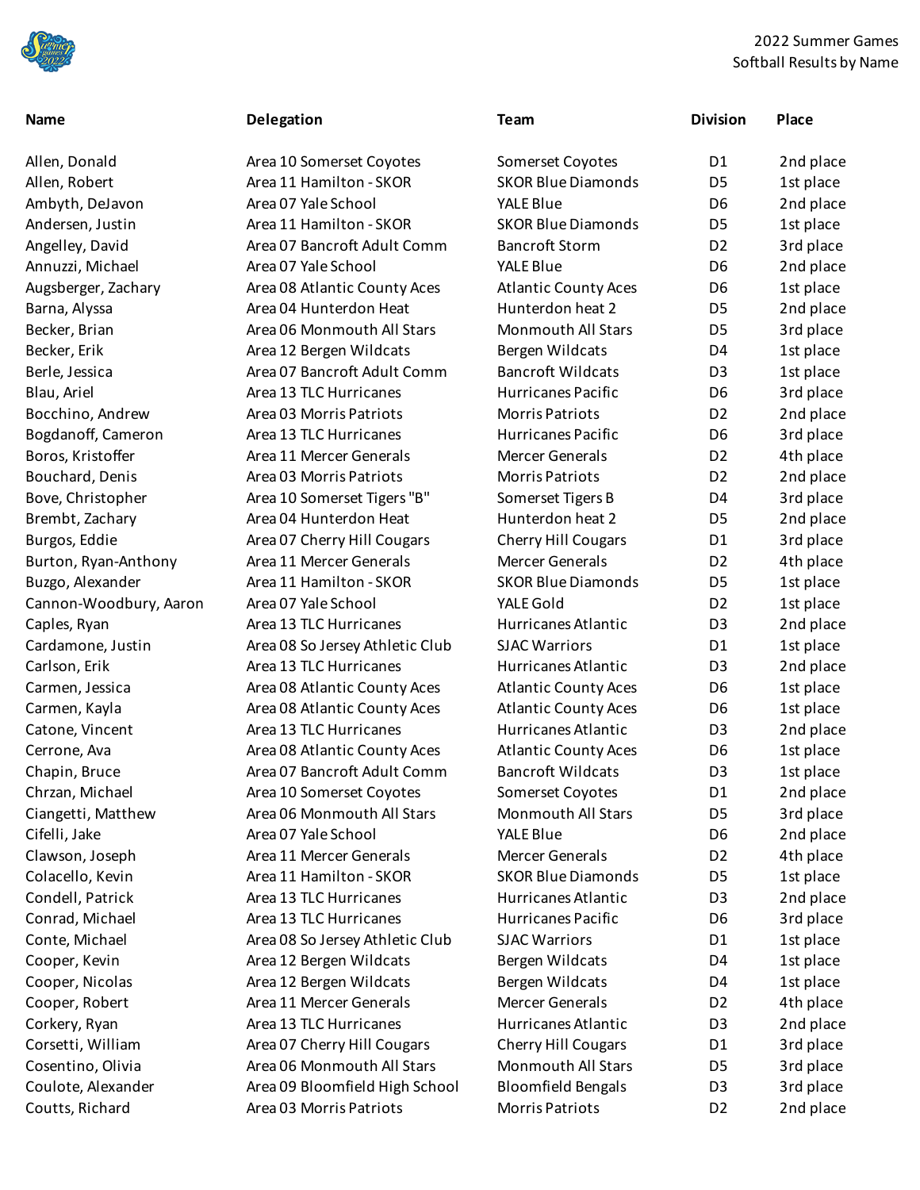2022 Summer Games
Softball Results by Name

| Name | Delegation | Team | Division | Place |
|---|---|---|---|---|
| Allen, Donald | Area 10 Somerset Coyotes | Somerset Coyotes | D1 | 2nd place |
| Allen, Robert | Area 11 Hamilton - SKOR | SKOR Blue Diamonds | D5 | 1st place |
| Ambyth, DeJavon | Area 07 Yale School | YALE Blue | D6 | 2nd place |
| Andersen, Justin | Area 11 Hamilton - SKOR | SKOR Blue Diamonds | D5 | 1st place |
| Angelley, David | Area 07 Bancroft Adult Comm | Bancroft Storm | D2 | 3rd place |
| Annuzzi, Michael | Area 07 Yale School | YALE Blue | D6 | 2nd place |
| Augsberger, Zachary | Area 08 Atlantic County Aces | Atlantic County Aces | D6 | 1st place |
| Barna, Alyssa | Area 04 Hunterdon Heat | Hunterdon heat 2 | D5 | 2nd place |
| Becker, Brian | Area 06 Monmouth All Stars | Monmouth All Stars | D5 | 3rd place |
| Becker, Erik | Area 12 Bergen Wildcats | Bergen Wildcats | D4 | 1st place |
| Berle, Jessica | Area 07 Bancroft Adult Comm | Bancroft Wildcats | D3 | 1st place |
| Blau, Ariel | Area 13 TLC Hurricanes | Hurricanes Pacific | D6 | 3rd place |
| Bocchino, Andrew | Area 03 Morris Patriots | Morris Patriots | D2 | 2nd place |
| Bogdanoff, Cameron | Area 13 TLC Hurricanes | Hurricanes Pacific | D6 | 3rd place |
| Boros, Kristoffer | Area 11 Mercer Generals | Mercer Generals | D2 | 4th place |
| Bouchard, Denis | Area 03 Morris Patriots | Morris Patriots | D2 | 2nd place |
| Bove, Christopher | Area 10 Somerset Tigers "B" | Somerset Tigers B | D4 | 3rd place |
| Brembt, Zachary | Area 04 Hunterdon Heat | Hunterdon heat 2 | D5 | 2nd place |
| Burgos, Eddie | Area 07 Cherry Hill Cougars | Cherry Hill Cougars | D1 | 3rd place |
| Burton, Ryan-Anthony | Area 11 Mercer Generals | Mercer Generals | D2 | 4th place |
| Buzgo, Alexander | Area 11 Hamilton - SKOR | SKOR Blue Diamonds | D5 | 1st place |
| Cannon-Woodbury, Aaron | Area 07 Yale School | YALE Gold | D2 | 1st place |
| Caples, Ryan | Area 13 TLC Hurricanes | Hurricanes Atlantic | D3 | 2nd place |
| Cardamone, Justin | Area 08 So Jersey Athletic Club | SJAC Warriors | D1 | 1st place |
| Carlson, Erik | Area 13 TLC Hurricanes | Hurricanes Atlantic | D3 | 2nd place |
| Carmen, Jessica | Area 08 Atlantic County Aces | Atlantic County Aces | D6 | 1st place |
| Carmen, Kayla | Area 08 Atlantic County Aces | Atlantic County Aces | D6 | 1st place |
| Catone, Vincent | Area 13 TLC Hurricanes | Hurricanes Atlantic | D3 | 2nd place |
| Cerrone, Ava | Area 08 Atlantic County Aces | Atlantic County Aces | D6 | 1st place |
| Chapin, Bruce | Area 07 Bancroft Adult Comm | Bancroft Wildcats | D3 | 1st place |
| Chrzan, Michael | Area 10 Somerset Coyotes | Somerset Coyotes | D1 | 2nd place |
| Ciangetti, Matthew | Area 06 Monmouth All Stars | Monmouth All Stars | D5 | 3rd place |
| Cifelli, Jake | Area 07 Yale School | YALE Blue | D6 | 2nd place |
| Clawson, Joseph | Area 11 Mercer Generals | Mercer Generals | D2 | 4th place |
| Colacello, Kevin | Area 11 Hamilton - SKOR | SKOR Blue Diamonds | D5 | 1st place |
| Condell, Patrick | Area 13 TLC Hurricanes | Hurricanes Atlantic | D3 | 2nd place |
| Conrad, Michael | Area 13 TLC Hurricanes | Hurricanes Pacific | D6 | 3rd place |
| Conte, Michael | Area 08 So Jersey Athletic Club | SJAC Warriors | D1 | 1st place |
| Cooper, Kevin | Area 12 Bergen Wildcats | Bergen Wildcats | D4 | 1st place |
| Cooper, Nicolas | Area 12 Bergen Wildcats | Bergen Wildcats | D4 | 1st place |
| Cooper, Robert | Area 11 Mercer Generals | Mercer Generals | D2 | 4th place |
| Corkery, Ryan | Area 13 TLC Hurricanes | Hurricanes Atlantic | D3 | 2nd place |
| Corsetti, William | Area 07 Cherry Hill Cougars | Cherry Hill Cougars | D1 | 3rd place |
| Cosentino, Olivia | Area 06 Monmouth All Stars | Monmouth All Stars | D5 | 3rd place |
| Coulote, Alexander | Area 09 Bloomfield High School | Bloomfield Bengals | D3 | 3rd place |
| Coutts, Richard | Area 03 Morris Patriots | Morris Patriots | D2 | 2nd place |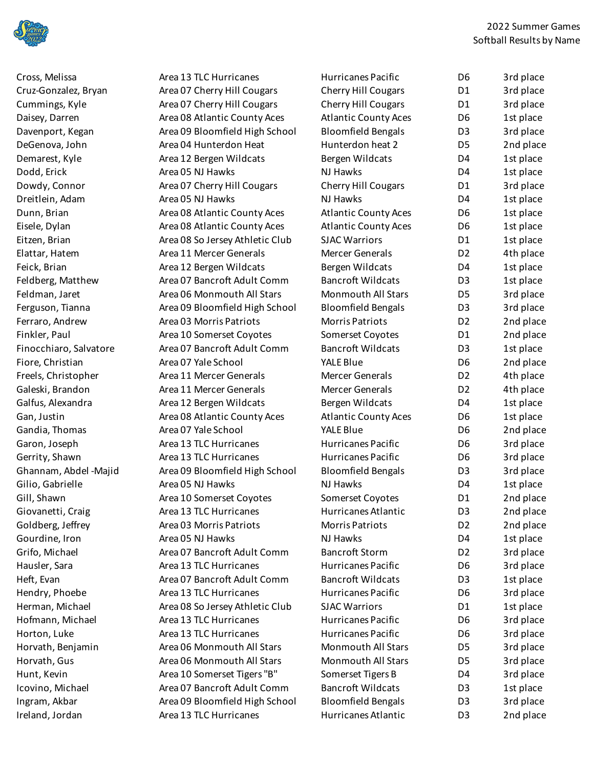| | | | | |
|---|---|---|---|---|
| Cross, Melissa | Area 13 TLC Hurricanes | Hurricanes Pacific | D6 | 3rd place |
| Cruz-Gonzalez, Bryan | Area 07 Cherry Hill Cougars | Cherry Hill Cougars | D1 | 3rd place |
| Cummings, Kyle | Area 07 Cherry Hill Cougars | Cherry Hill Cougars | D1 | 3rd place |
| Daisey, Darren | Area 08 Atlantic County Aces | Atlantic County Aces | D6 | 1st place |
| Davenport, Kegan | Area 09 Bloomfield High School | Bloomfield Bengals | D3 | 3rd place |
| DeGenova, John | Area 04 Hunterdon Heat | Hunterdon heat 2 | D5 | 2nd place |
| Demarest, Kyle | Area 12 Bergen Wildcats | Bergen Wildcats | D4 | 1st place |
| Dodd, Erick | Area 05 NJ Hawks | NJ Hawks | D4 | 1st place |
| Dowdy, Connor | Area 07 Cherry Hill Cougars | Cherry Hill Cougars | D1 | 3rd place |
| Dreitlein, Adam | Area 05 NJ Hawks | NJ Hawks | D4 | 1st place |
| Dunn, Brian | Area 08 Atlantic County Aces | Atlantic County Aces | D6 | 1st place |
| Eisele, Dylan | Area 08 Atlantic County Aces | Atlantic County Aces | D6 | 1st place |
| Eitzen, Brian | Area 08 So Jersey Athletic Club | SJAC Warriors | D1 | 1st place |
| Elattar, Hatem | Area 11 Mercer Generals | Mercer Generals | D2 | 4th place |
| Feick, Brian | Area 12 Bergen Wildcats | Bergen Wildcats | D4 | 1st place |
| Feldberg, Matthew | Area 07 Bancroft Adult Comm | Bancroft Wildcats | D3 | 1st place |
| Feldman, Jaret | Area 06 Monmouth All Stars | Monmouth All Stars | D5 | 3rd place |
| Ferguson, Tianna | Area 09 Bloomfield High School | Bloomfield Bengals | D3 | 3rd place |
| Ferraro, Andrew | Area 03 Morris Patriots | Morris Patriots | D2 | 2nd place |
| Finkler, Paul | Area 10 Somerset Coyotes | Somerset Coyotes | D1 | 2nd place |
| Finocchiaro, Salvatore | Area 07 Bancroft Adult Comm | Bancroft Wildcats | D3 | 1st place |
| Fiore, Christian | Area 07 Yale School | YALE Blue | D6 | 2nd place |
| Freels, Christopher | Area 11 Mercer Generals | Mercer Generals | D2 | 4th place |
| Galeski, Brandon | Area 11 Mercer Generals | Mercer Generals | D2 | 4th place |
| Galfus, Alexandra | Area 12 Bergen Wildcats | Bergen Wildcats | D4 | 1st place |
| Gan, Justin | Area 08 Atlantic County Aces | Atlantic County Aces | D6 | 1st place |
| Gandia, Thomas | Area 07 Yale School | YALE Blue | D6 | 2nd place |
| Garon, Joseph | Area 13 TLC Hurricanes | Hurricanes Pacific | D6 | 3rd place |
| Gerrity, Shawn | Area 13 TLC Hurricanes | Hurricanes Pacific | D6 | 3rd place |
| Ghannam, Abdel -Majid | Area 09 Bloomfield High School | Bloomfield Bengals | D3 | 3rd place |
| Gilio, Gabrielle | Area 05 NJ Hawks | NJ Hawks | D4 | 1st place |
| Gill, Shawn | Area 10 Somerset Coyotes | Somerset Coyotes | D1 | 2nd place |
| Giovanetti, Craig | Area 13 TLC Hurricanes | Hurricanes Atlantic | D3 | 2nd place |
| Goldberg, Jeffrey | Area 03 Morris Patriots | Morris Patriots | D2 | 2nd place |
| Gourdine, Iron | Area 05 NJ Hawks | NJ Hawks | D4 | 1st place |
| Grifo, Michael | Area 07 Bancroft Adult Comm | Bancroft Storm | D2 | 3rd place |
| Hausler, Sara | Area 13 TLC Hurricanes | Hurricanes Pacific | D6 | 3rd place |
| Heft, Evan | Area 07 Bancroft Adult Comm | Bancroft Wildcats | D3 | 1st place |
| Hendry, Phoebe | Area 13 TLC Hurricanes | Hurricanes Pacific | D6 | 3rd place |
| Herman, Michael | Area 08 So Jersey Athletic Club | SJAC Warriors | D1 | 1st place |
| Hofmann, Michael | Area 13 TLC Hurricanes | Hurricanes Pacific | D6 | 3rd place |
| Horton, Luke | Area 13 TLC Hurricanes | Hurricanes Pacific | D6 | 3rd place |
| Horvath, Benjamin | Area 06 Monmouth All Stars | Monmouth All Stars | D5 | 3rd place |
| Horvath, Gus | Area 06 Monmouth All Stars | Monmouth All Stars | D5 | 3rd place |
| Hunt, Kevin | Area 10 Somerset Tigers "B" | Somerset Tigers B | D4 | 3rd place |
| Icovino, Michael | Area 07 Bancroft Adult Comm | Bancroft Wildcats | D3 | 1st place |
| Ingram, Akbar | Area 09 Bloomfield High School | Bloomfield Bengals | D3 | 3rd place |
| Ireland, Jordan | Area 13 TLC Hurricanes | Hurricanes Atlantic | D3 | 2nd place |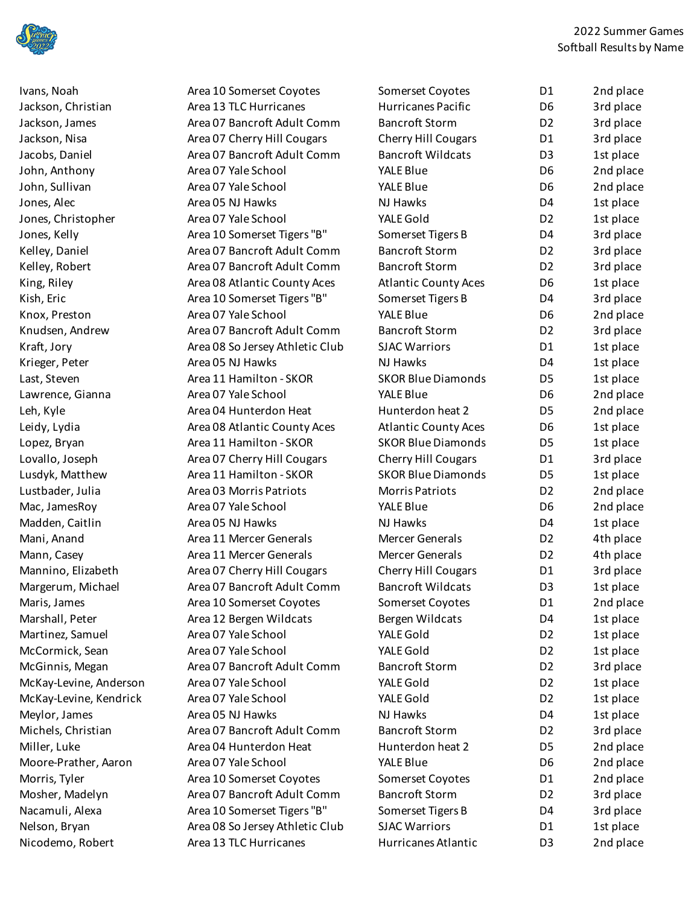| | | | | |
|---|---|---|---|---|
| Ivans, Noah | Area 10 Somerset Coyotes | Somerset Coyotes | D1 | 2nd place |
| Jackson, Christian | Area 13 TLC Hurricanes | Hurricanes Pacific | D6 | 3rd place |
| Jackson, James | Area 07 Bancroft Adult Comm | Bancroft Storm | D2 | 3rd place |
| Jackson, Nisa | Area 07 Cherry Hill Cougars | Cherry Hill Cougars | D1 | 3rd place |
| Jacobs, Daniel | Area 07 Bancroft Adult Comm | Bancroft Wildcats | D3 | 1st place |
| John, Anthony | Area 07 Yale School | YALE Blue | D6 | 2nd place |
| John, Sullivan | Area 07 Yale School | YALE Blue | D6 | 2nd place |
| Jones, Alec | Area 05 NJ Hawks | NJ Hawks | D4 | 1st place |
| Jones, Christopher | Area 07 Yale School | YALE Gold | D2 | 1st place |
| Jones, Kelly | Area 10 Somerset Tigers "B" | Somerset Tigers B | D4 | 3rd place |
| Kelley, Daniel | Area 07 Bancroft Adult Comm | Bancroft Storm | D2 | 3rd place |
| Kelley, Robert | Area 07 Bancroft Adult Comm | Bancroft Storm | D2 | 3rd place |
| King, Riley | Area 08 Atlantic County Aces | Atlantic County Aces | D6 | 1st place |
| Kish, Eric | Area 10 Somerset Tigers "B" | Somerset Tigers B | D4 | 3rd place |
| Knox, Preston | Area 07 Yale School | YALE Blue | D6 | 2nd place |
| Knudsen, Andrew | Area 07 Bancroft Adult Comm | Bancroft Storm | D2 | 3rd place |
| Kraft, Jory | Area 08 So Jersey Athletic Club | SJAC Warriors | D1 | 1st place |
| Krieger, Peter | Area 05 NJ Hawks | NJ Hawks | D4 | 1st place |
| Last, Steven | Area 11 Hamilton - SKOR | SKOR Blue Diamonds | D5 | 1st place |
| Lawrence, Gianna | Area 07 Yale School | YALE Blue | D6 | 2nd place |
| Leh, Kyle | Area 04 Hunterdon Heat | Hunterdon heat 2 | D5 | 2nd place |
| Leidy, Lydia | Area 08 Atlantic County Aces | Atlantic County Aces | D6 | 1st place |
| Lopez, Bryan | Area 11 Hamilton - SKOR | SKOR Blue Diamonds | D5 | 1st place |
| Lovallo, Joseph | Area 07 Cherry Hill Cougars | Cherry Hill Cougars | D1 | 3rd place |
| Lusdyk, Matthew | Area 11 Hamilton - SKOR | SKOR Blue Diamonds | D5 | 1st place |
| Lustbader, Julia | Area 03 Morris Patriots | Morris Patriots | D2 | 2nd place |
| Mac, JamesRoy | Area 07 Yale School | YALE Blue | D6 | 2nd place |
| Madden, Caitlin | Area 05 NJ Hawks | NJ Hawks | D4 | 1st place |
| Mani, Anand | Area 11 Mercer Generals | Mercer Generals | D2 | 4th place |
| Mann, Casey | Area 11 Mercer Generals | Mercer Generals | D2 | 4th place |
| Mannino, Elizabeth | Area 07 Cherry Hill Cougars | Cherry Hill Cougars | D1 | 3rd place |
| Margerum, Michael | Area 07 Bancroft Adult Comm | Bancroft Wildcats | D3 | 1st place |
| Maris, James | Area 10 Somerset Coyotes | Somerset Coyotes | D1 | 2nd place |
| Marshall, Peter | Area 12 Bergen Wildcats | Bergen Wildcats | D4 | 1st place |
| Martinez, Samuel | Area 07 Yale School | YALE Gold | D2 | 1st place |
| McCormick, Sean | Area 07 Yale School | YALE Gold | D2 | 1st place |
| McGinnis, Megan | Area 07 Bancroft Adult Comm | Bancroft Storm | D2 | 3rd place |
| McKay-Levine, Anderson | Area 07 Yale School | YALE Gold | D2 | 1st place |
| McKay-Levine, Kendrick | Area 07 Yale School | YALE Gold | D2 | 1st place |
| Meylor, James | Area 05 NJ Hawks | NJ Hawks | D4 | 1st place |
| Michels, Christian | Area 07 Bancroft Adult Comm | Bancroft Storm | D2 | 3rd place |
| Miller, Luke | Area 04 Hunterdon Heat | Hunterdon heat 2 | D5 | 2nd place |
| Moore-Prather, Aaron | Area 07 Yale School | YALE Blue | D6 | 2nd place |
| Morris, Tyler | Area 10 Somerset Coyotes | Somerset Coyotes | D1 | 2nd place |
| Mosher, Madelyn | Area 07 Bancroft Adult Comm | Bancroft Storm | D2 | 3rd place |
| Nacamuli, Alexa | Area 10 Somerset Tigers "B" | Somerset Tigers B | D4 | 3rd place |
| Nelson, Bryan | Area 08 So Jersey Athletic Club | SJAC Warriors | D1 | 1st place |
| Nicodemo, Robert | Area 13 TLC Hurricanes | Hurricanes Atlantic | D3 | 2nd place |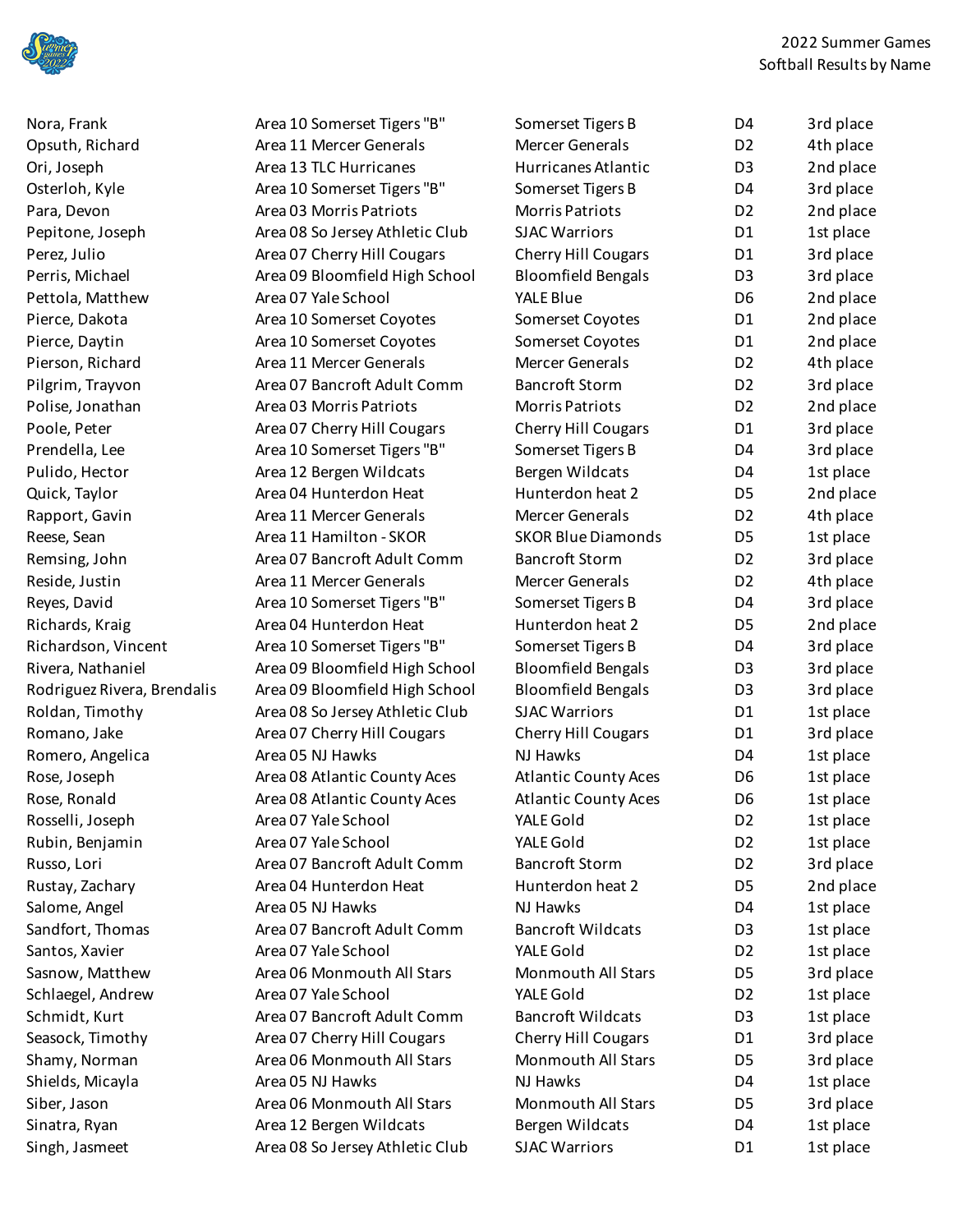| | | | | |
|---|---|---|---|---|
| Nora, Frank | Area 10 Somerset Tigers "B" | Somerset Tigers B | D4 | 3rd place |
| Opsuth, Richard | Area 11 Mercer Generals | Mercer Generals | D2 | 4th place |
| Ori, Joseph | Area 13 TLC Hurricanes | Hurricanes Atlantic | D3 | 2nd place |
| Osterloh, Kyle | Area 10 Somerset Tigers "B" | Somerset Tigers B | D4 | 3rd place |
| Para, Devon | Area 03 Morris Patriots | Morris Patriots | D2 | 2nd place |
| Pepitone, Joseph | Area 08 So Jersey Athletic Club | SJAC Warriors | D1 | 1st place |
| Perez, Julio | Area 07 Cherry Hill Cougars | Cherry Hill Cougars | D1 | 3rd place |
| Perris, Michael | Area 09 Bloomfield High School | Bloomfield Bengals | D3 | 3rd place |
| Pettola, Matthew | Area 07 Yale School | YALE Blue | D6 | 2nd place |
| Pierce, Dakota | Area 10 Somerset Coyotes | Somerset Coyotes | D1 | 2nd place |
| Pierce, Daytin | Area 10 Somerset Coyotes | Somerset Coyotes | D1 | 2nd place |
| Pierson, Richard | Area 11 Mercer Generals | Mercer Generals | D2 | 4th place |
| Pilgrim, Trayvon | Area 07 Bancroft Adult Comm | Bancroft Storm | D2 | 3rd place |
| Polise, Jonathan | Area 03 Morris Patriots | Morris Patriots | D2 | 2nd place |
| Poole, Peter | Area 07 Cherry Hill Cougars | Cherry Hill Cougars | D1 | 3rd place |
| Prendella, Lee | Area 10 Somerset Tigers "B" | Somerset Tigers B | D4 | 3rd place |
| Pulido, Hector | Area 12 Bergen Wildcats | Bergen Wildcats | D4 | 1st place |
| Quick, Taylor | Area 04 Hunterdon Heat | Hunterdon heat 2 | D5 | 2nd place |
| Rapport, Gavin | Area 11 Mercer Generals | Mercer Generals | D2 | 4th place |
| Reese, Sean | Area 11 Hamilton - SKOR | SKOR Blue Diamonds | D5 | 1st place |
| Remsing, John | Area 07 Bancroft Adult Comm | Bancroft Storm | D2 | 3rd place |
| Reside, Justin | Area 11 Mercer Generals | Mercer Generals | D2 | 4th place |
| Reyes, David | Area 10 Somerset Tigers "B" | Somerset Tigers B | D4 | 3rd place |
| Richards, Kraig | Area 04 Hunterdon Heat | Hunterdon heat 2 | D5 | 2nd place |
| Richardson, Vincent | Area 10 Somerset Tigers "B" | Somerset Tigers B | D4 | 3rd place |
| Rivera, Nathaniel | Area 09 Bloomfield High School | Bloomfield Bengals | D3 | 3rd place |
| Rodriguez Rivera, Brendalis | Area 09 Bloomfield High School | Bloomfield Bengals | D3 | 3rd place |
| Roldan, Timothy | Area 08 So Jersey Athletic Club | SJAC Warriors | D1 | 1st place |
| Romano, Jake | Area 07 Cherry Hill Cougars | Cherry Hill Cougars | D1 | 3rd place |
| Romero, Angelica | Area 05 NJ Hawks | NJ Hawks | D4 | 1st place |
| Rose, Joseph | Area 08 Atlantic County Aces | Atlantic County Aces | D6 | 1st place |
| Rose, Ronald | Area 08 Atlantic County Aces | Atlantic County Aces | D6 | 1st place |
| Rosselli, Joseph | Area 07 Yale School | YALE Gold | D2 | 1st place |
| Rubin, Benjamin | Area 07 Yale School | YALE Gold | D2 | 1st place |
| Russo, Lori | Area 07 Bancroft Adult Comm | Bancroft Storm | D2 | 3rd place |
| Rustay, Zachary | Area 04 Hunterdon Heat | Hunterdon heat 2 | D5 | 2nd place |
| Salome, Angel | Area 05 NJ Hawks | NJ Hawks | D4 | 1st place |
| Sandfort, Thomas | Area 07 Bancroft Adult Comm | Bancroft Wildcats | D3 | 1st place |
| Santos, Xavier | Area 07 Yale School | YALE Gold | D2 | 1st place |
| Sasnow, Matthew | Area 06 Monmouth All Stars | Monmouth All Stars | D5 | 3rd place |
| Schlaegel, Andrew | Area 07 Yale School | YALE Gold | D2 | 1st place |
| Schmidt, Kurt | Area 07 Bancroft Adult Comm | Bancroft Wildcats | D3 | 1st place |
| Seasock, Timothy | Area 07 Cherry Hill Cougars | Cherry Hill Cougars | D1 | 3rd place |
| Shamy, Norman | Area 06 Monmouth All Stars | Monmouth All Stars | D5 | 3rd place |
| Shields, Micayla | Area 05 NJ Hawks | NJ Hawks | D4 | 1st place |
| Siber, Jason | Area 06 Monmouth All Stars | Monmouth All Stars | D5 | 3rd place |
| Sinatra, Ryan | Area 12 Bergen Wildcats | Bergen Wildcats | D4 | 1st place |
| Singh, Jasmeet | Area 08 So Jersey Athletic Club | SJAC Warriors | D1 | 1st place |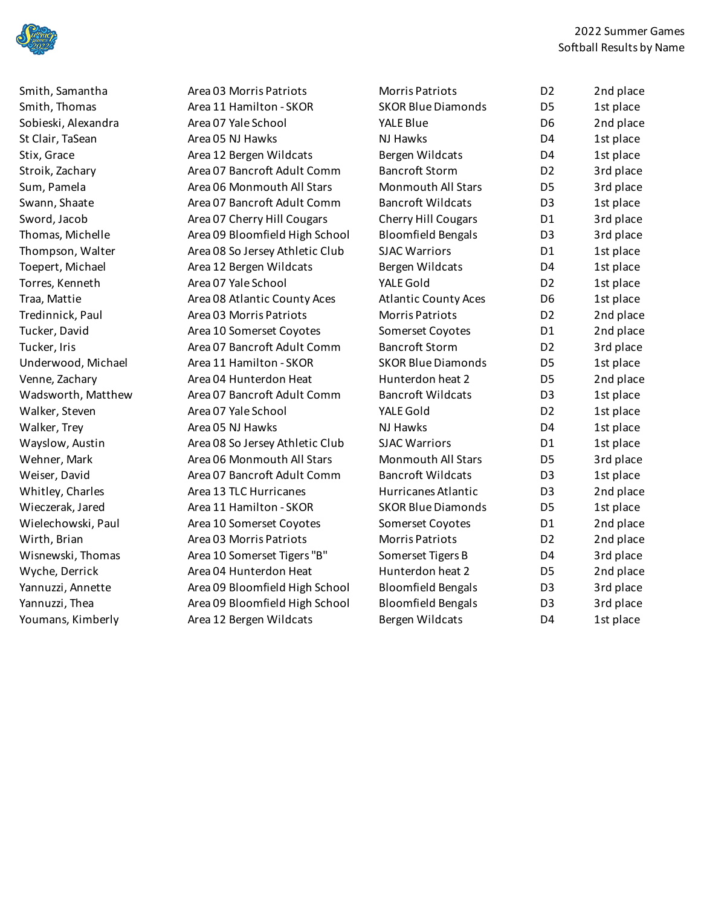| | | | | |
|---|---|---|---|---|
| Smith, Samantha | Area 03 Morris Patriots | Morris Patriots | D2 | 2nd place |
| Smith, Thomas | Area 11 Hamilton - SKOR | SKOR Blue Diamonds | D5 | 1st place |
| Sobieski, Alexandra | Area 07 Yale School | YALE Blue | D6 | 2nd place |
| St Clair, TaSean | Area 05 NJ Hawks | NJ Hawks | D4 | 1st place |
| Stix, Grace | Area 12 Bergen Wildcats | Bergen Wildcats | D4 | 1st place |
| Stroik, Zachary | Area 07 Bancroft Adult Comm | Bancroft Storm | D2 | 3rd place |
| Sum, Pamela | Area 06 Monmouth All Stars | Monmouth All Stars | D5 | 3rd place |
| Swann, Shaate | Area 07 Bancroft Adult Comm | Bancroft Wildcats | D3 | 1st place |
| Sword, Jacob | Area 07 Cherry Hill Cougars | Cherry Hill Cougars | D1 | 3rd place |
| Thomas, Michelle | Area 09 Bloomfield High School | Bloomfield Bengals | D3 | 3rd place |
| Thompson, Walter | Area 08 So Jersey Athletic Club | SJAC Warriors | D1 | 1st place |
| Toepert, Michael | Area 12 Bergen Wildcats | Bergen Wildcats | D4 | 1st place |
| Torres, Kenneth | Area 07 Yale School | YALE Gold | D2 | 1st place |
| Traa, Mattie | Area 08 Atlantic County Aces | Atlantic County Aces | D6 | 1st place |
| Tredinnick, Paul | Area 03 Morris Patriots | Morris Patriots | D2 | 2nd place |
| Tucker, David | Area 10 Somerset Coyotes | Somerset Coyotes | D1 | 2nd place |
| Tucker, Iris | Area 07 Bancroft Adult Comm | Bancroft Storm | D2 | 3rd place |
| Underwood, Michael | Area 11 Hamilton - SKOR | SKOR Blue Diamonds | D5 | 1st place |
| Venne, Zachary | Area 04 Hunterdon Heat | Hunterdon heat 2 | D5 | 2nd place |
| Wadsworth, Matthew | Area 07 Bancroft Adult Comm | Bancroft Wildcats | D3 | 1st place |
| Walker, Steven | Area 07 Yale School | YALE Gold | D2 | 1st place |
| Walker, Trey | Area 05 NJ Hawks | NJ Hawks | D4 | 1st place |
| Wayslow, Austin | Area 08 So Jersey Athletic Club | SJAC Warriors | D1 | 1st place |
| Wehner, Mark | Area 06 Monmouth All Stars | Monmouth All Stars | D5 | 3rd place |
| Weiser, David | Area 07 Bancroft Adult Comm | Bancroft Wildcats | D3 | 1st place |
| Whitley, Charles | Area 13 TLC Hurricanes | Hurricanes Atlantic | D3 | 2nd place |
| Wieczerak, Jared | Area 11 Hamilton - SKOR | SKOR Blue Diamonds | D5 | 1st place |
| Wielechowski, Paul | Area 10 Somerset Coyotes | Somerset Coyotes | D1 | 2nd place |
| Wirth, Brian | Area 03 Morris Patriots | Morris Patriots | D2 | 2nd place |
| Wisnewski, Thomas | Area 10 Somerset Tigers "B" | Somerset Tigers B | D4 | 3rd place |
| Wyche, Derrick | Area 04 Hunterdon Heat | Hunterdon heat 2 | D5 | 2nd place |
| Yannuzzi, Annette | Area 09 Bloomfield High School | Bloomfield Bengals | D3 | 3rd place |
| Yannuzzi, Thea | Area 09 Bloomfield High School | Bloomfield Bengals | D3 | 3rd place |
| Youmans, Kimberly | Area 12 Bergen Wildcats | Bergen Wildcats | D4 | 1st place |